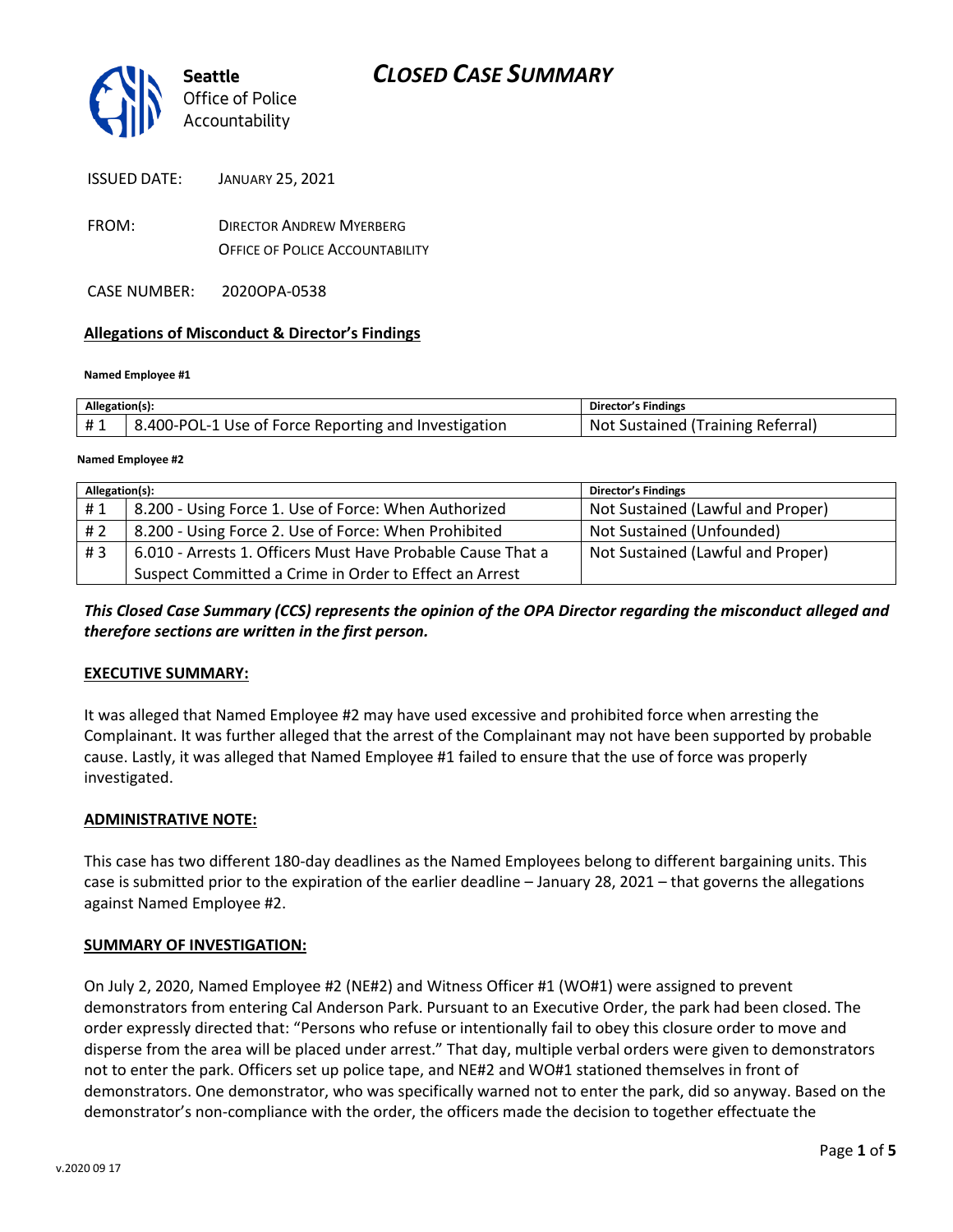# CLOSED CASE SUMMARY

Seattle Office of Police Accountability

ISSUED DATE: JANUARY 25, 2021

FROM: DIRECTOR ANDREW MYERBERG
OFFICE OF POLICE ACCOUNTABILITY

CASE NUMBER: 2020OPA-0538

## Allegations of Misconduct & Director's Findings

**Named Employee #1**

| Allegation(s): | | Director's Findings |
|---|---|---|
| # 1 | 8.400-POL-1 Use of Force Reporting and Investigation | Not Sustained (Training Referral) |

**Named Employee #2**

| Allegation(s): | | Director's Findings |
|---|---|---|
| # 1 | 8.200 - Using Force 1. Use of Force: When Authorized | Not Sustained (Lawful and Proper) |
| # 2 | 8.200 - Using Force 2. Use of Force: When Prohibited | Not Sustained (Unfounded) |
| # 3 | 6.010 - Arrests 1. Officers Must Have Probable Cause That a Suspect Committed a Crime in Order to Effect an Arrest | Not Sustained (Lawful and Proper) |

***This Closed Case Summary (CCS) represents the opinion of the OPA Director regarding the misconduct alleged and therefore sections are written in the first person.***

**EXECUTIVE SUMMARY:**

It was alleged that Named Employee #2 may have used excessive and prohibited force when arresting the Complainant. It was further alleged that the arrest of the Complainant may not have been supported by probable cause. Lastly, it was alleged that Named Employee #1 failed to ensure that the use of force was properly investigated.

**ADMINISTRATIVE NOTE:**

This case has two different 180-day deadlines as the Named Employees belong to different bargaining units. This case is submitted prior to the expiration of the earlier deadline – January 28, 2021 – that governs the allegations against Named Employee #2.

**SUMMARY OF INVESTIGATION:**

On July 2, 2020, Named Employee #2 (NE#2) and Witness Officer #1 (WO#1) were assigned to prevent demonstrators from entering Cal Anderson Park. Pursuant to an Executive Order, the park had been closed. The order expressly directed that: "Persons who refuse or intentionally fail to obey this closure order to move and disperse from the area will be placed under arrest." That day, multiple verbal orders were given to demonstrators not to enter the park. Officers set up police tape, and NE#2 and WO#1 stationed themselves in front of demonstrators. One demonstrator, who was specifically warned not to enter the park, did so anyway. Based on the demonstrator's non-compliance with the order, the officers made the decision to together effectuate the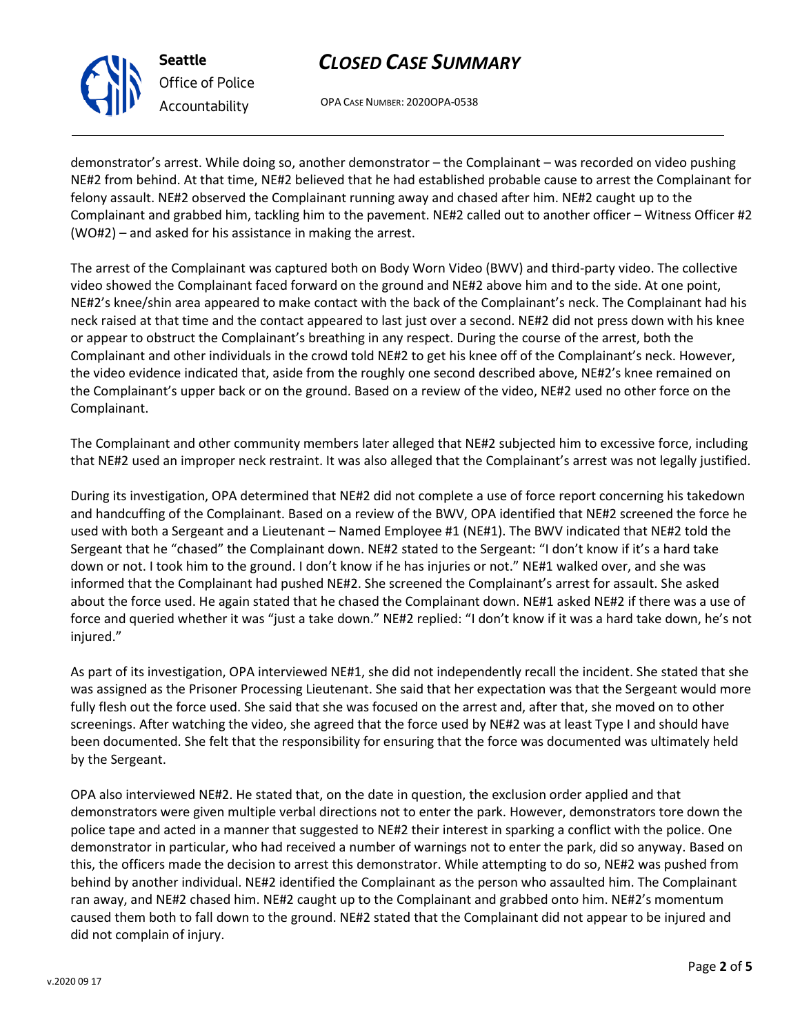demonstrator's arrest. While doing so, another demonstrator – the Complainant – was recorded on video pushing NE#2 from behind. At that time, NE#2 believed that he had established probable cause to arrest the Complainant for felony assault. NE#2 observed the Complainant running away and chased after him. NE#2 caught up to the Complainant and grabbed him, tackling him to the pavement. NE#2 called out to another officer – Witness Officer #2 (WO#2) – and asked for his assistance in making the arrest.

The arrest of the Complainant was captured both on Body Worn Video (BWV) and third-party video. The collective video showed the Complainant faced forward on the ground and NE#2 above him and to the side. At one point, NE#2's knee/shin area appeared to make contact with the back of the Complainant's neck. The Complainant had his neck raised at that time and the contact appeared to last just over a second. NE#2 did not press down with his knee or appear to obstruct the Complainant's breathing in any respect. During the course of the arrest, both the Complainant and other individuals in the crowd told NE#2 to get his knee off of the Complainant's neck. However, the video evidence indicated that, aside from the roughly one second described above, NE#2's knee remained on the Complainant's upper back or on the ground. Based on a review of the video, NE#2 used no other force on the Complainant.

The Complainant and other community members later alleged that NE#2 subjected him to excessive force, including that NE#2 used an improper neck restraint. It was also alleged that the Complainant's arrest was not legally justified.

During its investigation, OPA determined that NE#2 did not complete a use of force report concerning his takedown and handcuffing of the Complainant. Based on a review of the BWV, OPA identified that NE#2 screened the force he used with both a Sergeant and a Lieutenant – Named Employee #1 (NE#1). The BWV indicated that NE#2 told the Sergeant that he "chased" the Complainant down. NE#2 stated to the Sergeant: "I don't know if it's a hard take down or not. I took him to the ground. I don't know if he has injuries or not." NE#1 walked over, and she was informed that the Complainant had pushed NE#2. She screened the Complainant's arrest for assault. She asked about the force used. He again stated that he chased the Complainant down. NE#1 asked NE#2 if there was a use of force and queried whether it was "just a take down." NE#2 replied: "I don't know if it was a hard take down, he's not injured."

As part of its investigation, OPA interviewed NE#1, she did not independently recall the incident. She stated that she was assigned as the Prisoner Processing Lieutenant. She said that her expectation was that the Sergeant would more fully flesh out the force used. She said that she was focused on the arrest and, after that, she moved on to other screenings. After watching the video, she agreed that the force used by NE#2 was at least Type I and should have been documented. She felt that the responsibility for ensuring that the force was documented was ultimately held by the Sergeant.

OPA also interviewed NE#2. He stated that, on the date in question, the exclusion order applied and that demonstrators were given multiple verbal directions not to enter the park. However, demonstrators tore down the police tape and acted in a manner that suggested to NE#2 their interest in sparking a conflict with the police. One demonstrator in particular, who had received a number of warnings not to enter the park, did so anyway. Based on this, the officers made the decision to arrest this demonstrator. While attempting to do so, NE#2 was pushed from behind by another individual. NE#2 identified the Complainant as the person who assaulted him. The Complainant ran away, and NE#2 chased him. NE#2 caught up to the Complainant and grabbed onto him. NE#2's momentum caused them both to fall down to the ground. NE#2 stated that the Complainant did not appear to be injured and did not complain of injury.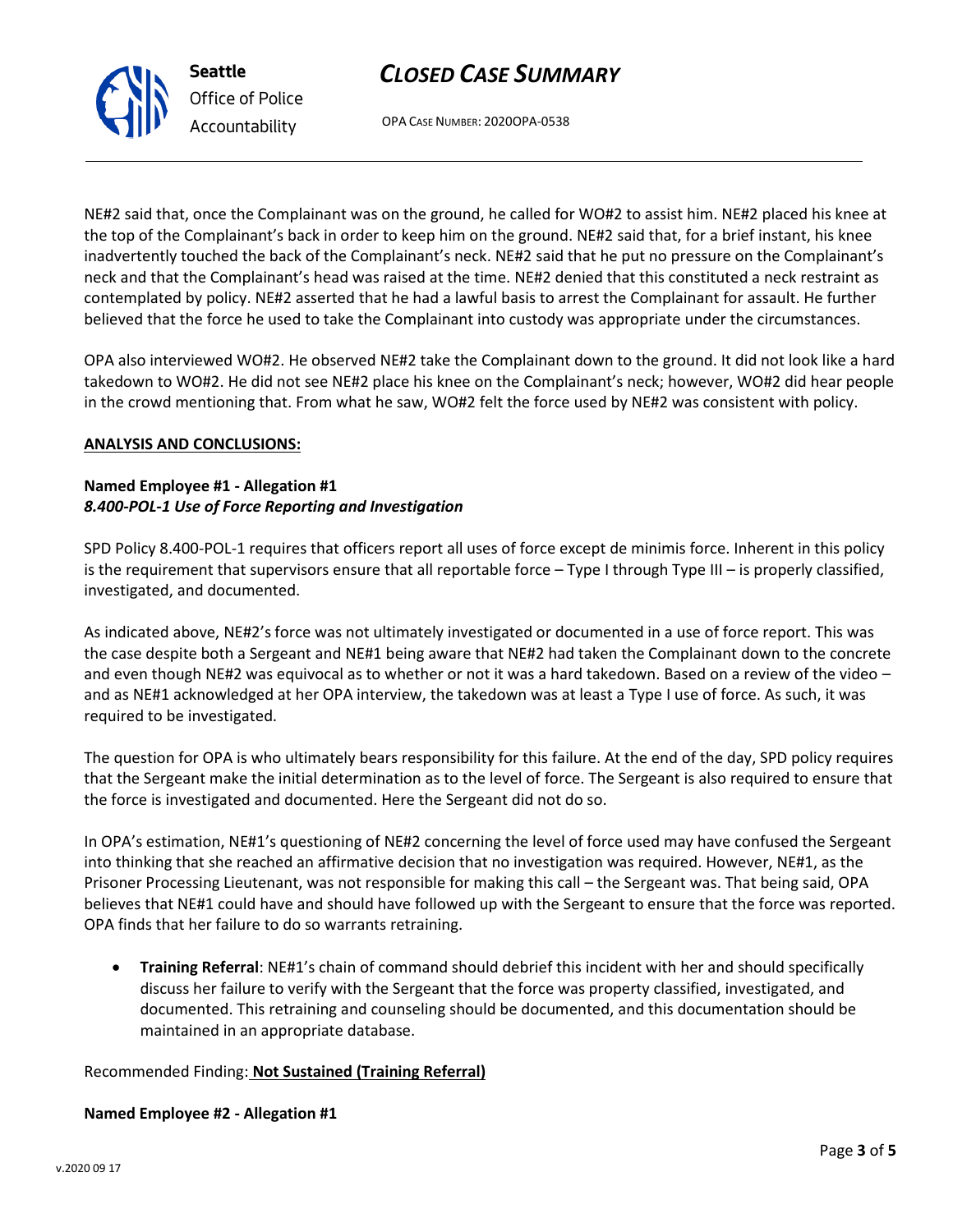NE#2 said that, once the Complainant was on the ground, he called for WO#2 to assist him. NE#2 placed his knee at the top of the Complainant's back in order to keep him on the ground. NE#2 said that, for a brief instant, his knee inadvertently touched the back of the Complainant's neck. NE#2 said that he put no pressure on the Complainant's neck and that the Complainant's head was raised at the time. NE#2 denied that this constituted a neck restraint as contemplated by policy. NE#2 asserted that he had a lawful basis to arrest the Complainant for assault. He further believed that the force he used to take the Complainant into custody was appropriate under the circumstances.

OPA also interviewed WO#2. He observed NE#2 take the Complainant down to the ground. It did not look like a hard takedown to WO#2. He did not see NE#2 place his knee on the Complainant's neck; however, WO#2 did hear people in the crowd mentioning that. From what he saw, WO#2 felt the force used by NE#2 was consistent with policy.

**ANALYSIS AND CONCLUSIONS:**

**Named Employee #1 - Allegation #1**
***8.400-POL-1 Use of Force Reporting and Investigation***

SPD Policy 8.400-POL-1 requires that officers report all uses of force except de minimis force. Inherent in this policy is the requirement that supervisors ensure that all reportable force – Type I through Type III – is properly classified, investigated, and documented.

As indicated above, NE#2's force was not ultimately investigated or documented in a use of force report. This was the case despite both a Sergeant and NE#1 being aware that NE#2 had taken the Complainant down to the concrete and even though NE#2 was equivocal as to whether or not it was a hard takedown. Based on a review of the video – and as NE#1 acknowledged at her OPA interview, the takedown was at least a Type I use of force. As such, it was required to be investigated.

The question for OPA is who ultimately bears responsibility for this failure. At the end of the day, SPD policy requires that the Sergeant make the initial determination as to the level of force. The Sergeant is also required to ensure that the force is investigated and documented. Here the Sergeant did not do so.

In OPA's estimation, NE#1's questioning of NE#2 concerning the level of force used may have confused the Sergeant into thinking that she reached an affirmative decision that no investigation was required. However, NE#1, as the Prisoner Processing Lieutenant, was not responsible for making this call – the Sergeant was. That being said, OPA believes that NE#1 could have and should have followed up with the Sergeant to ensure that the force was reported. OPA finds that her failure to do so warrants retraining.

- **Training Referral**: NE#1's chain of command should debrief this incident with her and should specifically discuss her failure to verify with the Sergeant that the force was property classified, investigated, and documented. This retraining and counseling should be documented, and this documentation should be maintained in an appropriate database.

Recommended Finding: **Not Sustained (Training Referral)**

**Named Employee #2 - Allegation #1**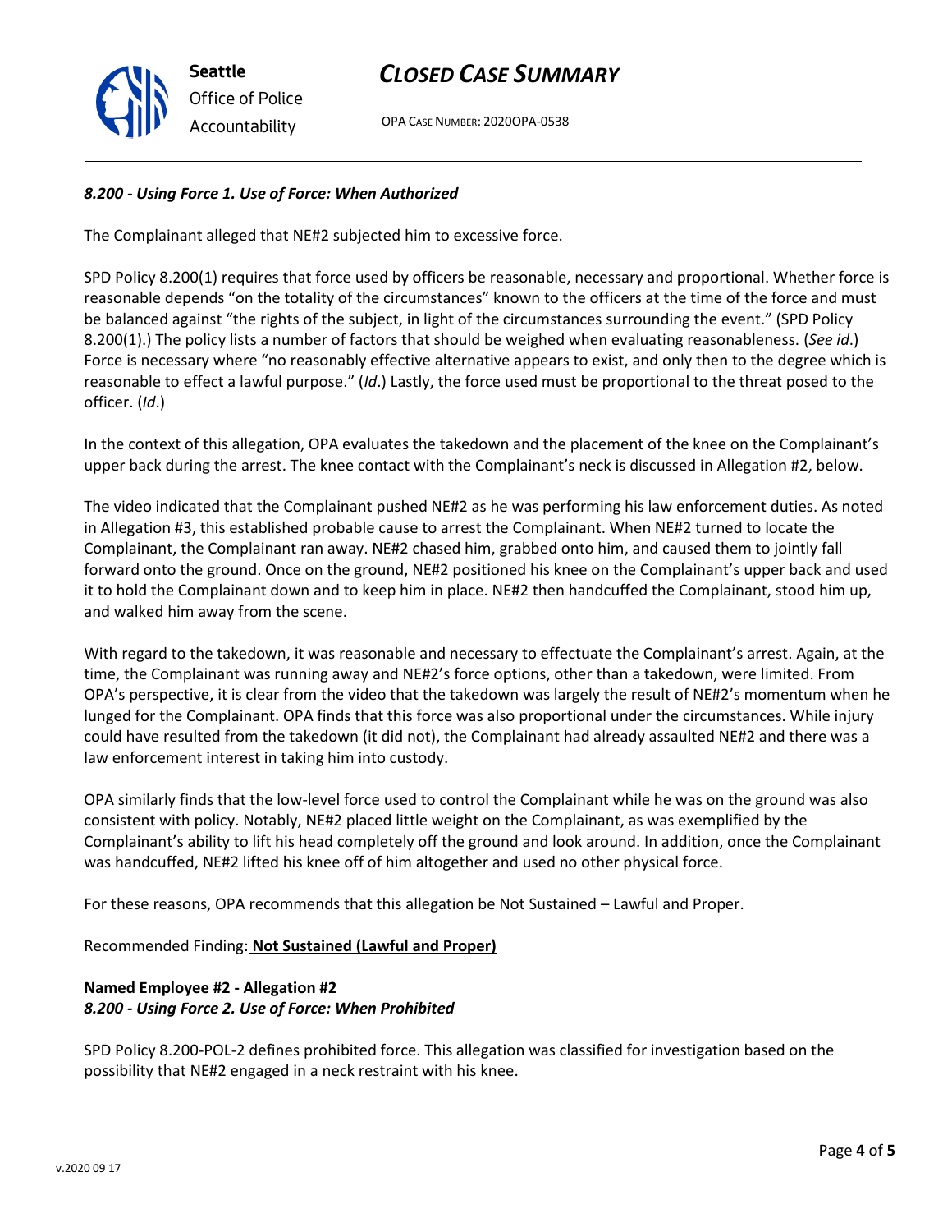*8.200 - Using Force 1. Use of Force: When Authorized*

The Complainant alleged that NE#2 subjected him to excessive force.

SPD Policy 8.200(1) requires that force used by officers be reasonable, necessary and proportional. Whether force is reasonable depends "on the totality of the circumstances" known to the officers at the time of the force and must be balanced against "the rights of the subject, in light of the circumstances surrounding the event." (SPD Policy 8.200(1).) The policy lists a number of factors that should be weighed when evaluating reasonableness. (*See id*.) Force is necessary where "no reasonably effective alternative appears to exist, and only then to the degree which is reasonable to effect a lawful purpose." (*Id*.) Lastly, the force used must be proportional to the threat posed to the officer. (*Id*.)

In the context of this allegation, OPA evaluates the takedown and the placement of the knee on the Complainant's upper back during the arrest. The knee contact with the Complainant's neck is discussed in Allegation #2, below.

The video indicated that the Complainant pushed NE#2 as he was performing his law enforcement duties. As noted in Allegation #3, this established probable cause to arrest the Complainant. When NE#2 turned to locate the Complainant, the Complainant ran away. NE#2 chased him, grabbed onto him, and caused them to jointly fall forward onto the ground. Once on the ground, NE#2 positioned his knee on the Complainant's upper back and used it to hold the Complainant down and to keep him in place. NE#2 then handcuffed the Complainant, stood him up, and walked him away from the scene.

With regard to the takedown, it was reasonable and necessary to effectuate the Complainant's arrest. Again, at the time, the Complainant was running away and NE#2's force options, other than a takedown, were limited. From OPA's perspective, it is clear from the video that the takedown was largely the result of NE#2's momentum when he lunged for the Complainant. OPA finds that this force was also proportional under the circumstances. While injury could have resulted from the takedown (it did not), the Complainant had already assaulted NE#2 and there was a law enforcement interest in taking him into custody.

OPA similarly finds that the low-level force used to control the Complainant while he was on the ground was also consistent with policy. Notably, NE#2 placed little weight on the Complainant, as was exemplified by the Complainant's ability to lift his head completely off the ground and look around. In addition, once the Complainant was handcuffed, NE#2 lifted his knee off of him altogether and used no other physical force.

For these reasons, OPA recommends that this allegation be Not Sustained – Lawful and Proper.

Recommended Finding: **Not Sustained (Lawful and Proper)**

**Named Employee #2 - Allegation #2**
***8.200 - Using Force 2. Use of Force: When Prohibited***

SPD Policy 8.200-POL-2 defines prohibited force. This allegation was classified for investigation based on the possibility that NE#2 engaged in a neck restraint with his knee.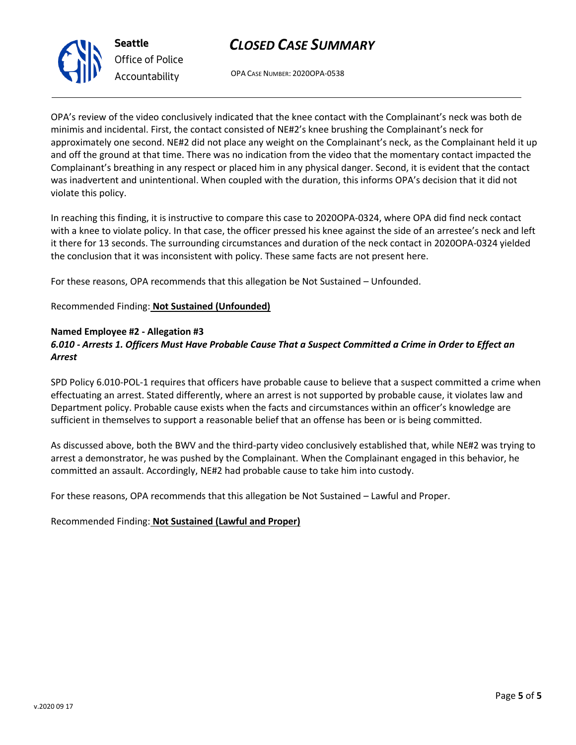OPA's review of the video conclusively indicated that the knee contact with the Complainant's neck was both de minimis and incidental. First, the contact consisted of NE#2's knee brushing the Complainant's neck for approximately one second. NE#2 did not place any weight on the Complainant's neck, as the Complainant held it up and off the ground at that time. There was no indication from the video that the momentary contact impacted the Complainant's breathing in any respect or placed him in any physical danger. Second, it is evident that the contact was inadvertent and unintentional. When coupled with the duration, this informs OPA's decision that it did not violate this policy.

In reaching this finding, it is instructive to compare this case to 2020OPA-0324, where OPA did find neck contact with a knee to violate policy. In that case, the officer pressed his knee against the side of an arrestee's neck and left it there for 13 seconds. The surrounding circumstances and duration of the neck contact in 2020OPA-0324 yielded the conclusion that it was inconsistent with policy. These same facts are not present here.

For these reasons, OPA recommends that this allegation be Not Sustained – Unfounded.

Recommended Finding: **Not Sustained (Unfounded)**

**Named Employee #2 - Allegation #3**
***6.010 - Arrests 1. Officers Must Have Probable Cause That a Suspect Committed a Crime in Order to Effect an Arrest***

SPD Policy 6.010-POL-1 requires that officers have probable cause to believe that a suspect committed a crime when effectuating an arrest. Stated differently, where an arrest is not supported by probable cause, it violates law and Department policy. Probable cause exists when the facts and circumstances within an officer's knowledge are sufficient in themselves to support a reasonable belief that an offense has been or is being committed.

As discussed above, both the BWV and the third-party video conclusively established that, while NE#2 was trying to arrest a demonstrator, he was pushed by the Complainant. When the Complainant engaged in this behavior, he committed an assault. Accordingly, NE#2 had probable cause to take him into custody.

For these reasons, OPA recommends that this allegation be Not Sustained – Lawful and Proper.

Recommended Finding: **Not Sustained (Lawful and Proper)**